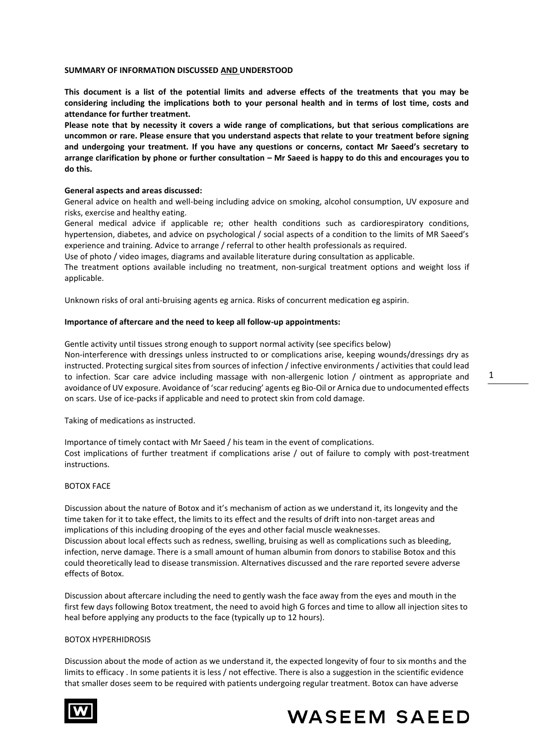**SUMMARY OF INFORMATION DISCUSSED AND UNDERSTOOD**

**This document is a list of the potential limits and adverse effects of the treatments that you may be considering including the implications both to your personal health and in terms of lost time, costs and attendance for further treatment.**
**Please note that by necessity it covers a wide range of complications, but that serious complications are uncommon or rare. Please ensure that you understand aspects that relate to your treatment before signing and undergoing your treatment. If you have any questions or concerns, contact Mr Saeed's secretary to arrange clarification by phone or further consultation – Mr Saeed is happy to do this and encourages you to do this.**

**General aspects and areas discussed:**

General advice on health and well-being including advice on smoking, alcohol consumption, UV exposure and risks, exercise and healthy eating.
General medical advice if applicable re; other health conditions such as cardiorespiratory conditions, hypertension, diabetes, and advice on psychological / social aspects of a condition to the limits of MR Saeed's experience and training. Advice to arrange / referral to other health professionals as required.
Use of photo / video images, diagrams and available literature during consultation as applicable.
The treatment options available including no treatment, non-surgical treatment options and weight loss if applicable.

Unknown risks of oral anti-bruising agents eg arnica. Risks of concurrent medication eg aspirin.

**Importance of aftercare and the need to keep all follow-up appointments:**

Gentle activity until tissues strong enough to support normal activity (see specifics below)
Non-interference with dressings unless instructed to or complications arise, keeping wounds/dressings dry as instructed. Protecting surgical sites from sources of infection / infective environments / activities that could lead to infection. Scar care advice including massage with non-allergenic lotion / ointment as appropriate and avoidance of UV exposure. Avoidance of 'scar reducing' agents eg Bio-Oil or Arnica due to undocumented effects on scars. Use of ice-packs if applicable and need to protect skin from cold damage.

Taking of medications as instructed.

Importance of timely contact with Mr Saeed / his team in the event of complications.
Cost implications of further treatment if complications arise / out of failure to comply with post-treatment instructions.

BOTOX FACE

Discussion about the nature of Botox and it's mechanism of action as we understand it, its longevity and the time taken for it to take effect, the limits to its effect and the results of drift into non-target areas and implications of this including drooping of the eyes and other facial muscle weaknesses.
Discussion about local effects such as redness, swelling, bruising as well as complications such as bleeding, infection, nerve damage. There is a small amount of human albumin from donors to stabilise Botox and this could theoretically lead to disease transmission. Alternatives discussed and the rare reported severe adverse effects of Botox.

Discussion about aftercare including the need to gently wash the face away from the eyes and mouth in the first few days following Botox treatment, the need to avoid high G forces and time to allow all injection sites to heal before applying any products to the face (typically up to 12 hours).

BOTOX HYPERHIDROSIS

Discussion about the mode of action as we understand it, the expected longevity of four to six months and the limits to efficacy . In some patients it is less / not effective. There is also a suggestion in the scientific evidence that smaller doses seem to be required with patients undergoing regular treatment. Botox can have adverse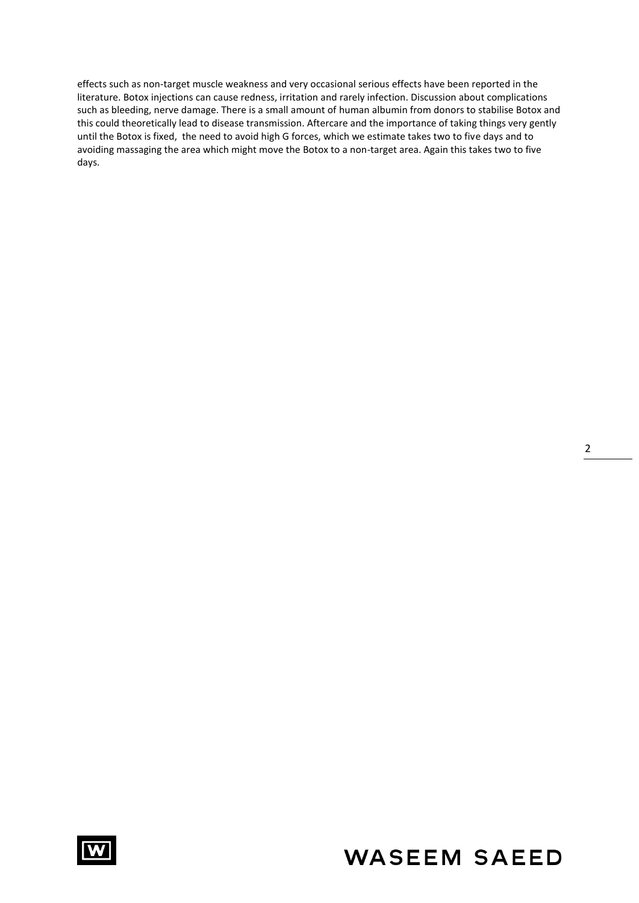effects such as non-target muscle weakness and very occasional serious effects have been reported in the literature. Botox injections can cause redness, irritation and rarely infection. Discussion about complications such as bleeding, nerve damage. There is a small amount of human albumin from donors to stabilise Botox and this could theoretically lead to disease transmission. Aftercare and the importance of taking things very gently until the Botox is fixed, the need to avoid high G forces, which we estimate takes two to five days and to avoiding massaging the area which might move the Botox to a non-target area. Again this takes two to five days.